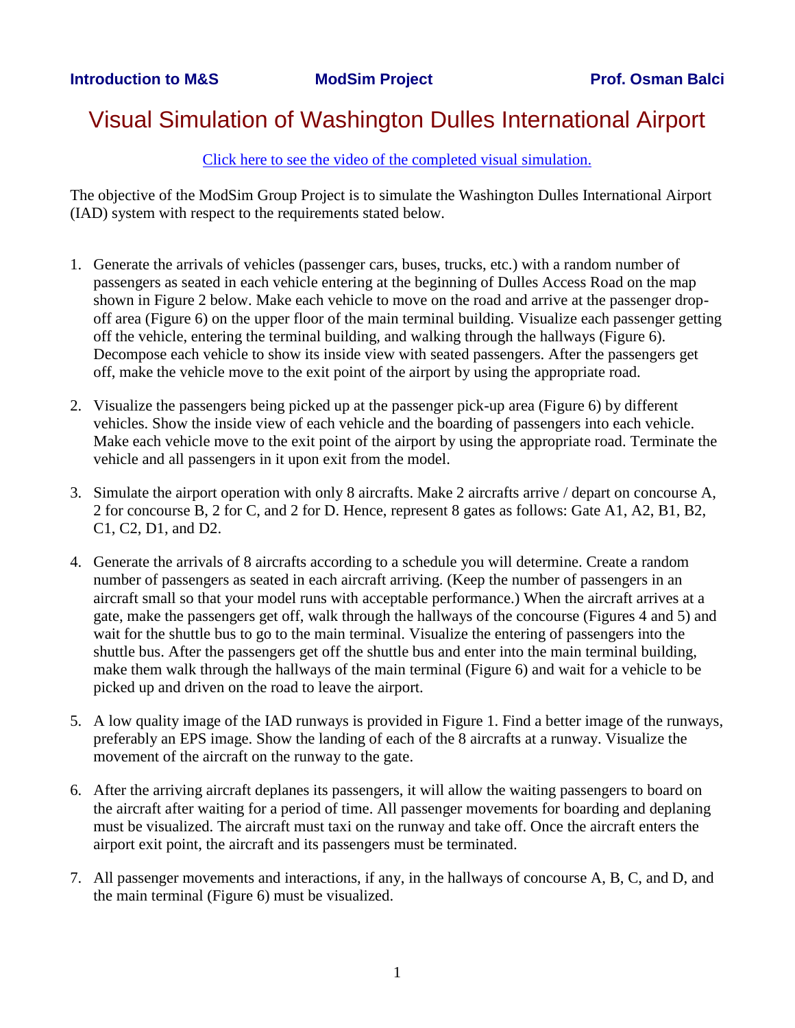**Introduction to M&S** **ModSim Project** **Prof. Osman Balci**

# Visual Simulation of Washington Dulles International Airport

[Click here to see the video of the completed visual simulation.]

The objective of the ModSim Group Project is to simulate the Washington Dulles International Airport (IAD) system with respect to the requirements stated below.

1. Generate the arrivals of vehicles (passenger cars, buses, trucks, etc.) with a random number of passengers as seated in each vehicle entering at the beginning of Dulles Access Road on the map shown in Figure 2 below. Make each vehicle to move on the road and arrive at the passenger drop-off area (Figure 6) on the upper floor of the main terminal building. Visualize each passenger getting off the vehicle, entering the terminal building, and walking through the hallways (Figure 6). Decompose each vehicle to show its inside view with seated passengers. After the passengers get off, make the vehicle move to the exit point of the airport by using the appropriate road.

2. Visualize the passengers being picked up at the passenger pick-up area (Figure 6) by different vehicles. Show the inside view of each vehicle and the boarding of passengers into each vehicle. Make each vehicle move to the exit point of the airport by using the appropriate road. Terminate the vehicle and all passengers in it upon exit from the model.

3. Simulate the airport operation with only 8 aircrafts. Make 2 aircrafts arrive / depart on concourse A, 2 for concourse B, 2 for C, and 2 for D. Hence, represent 8 gates as follows: Gate A1, A2, B1, B2, C1, C2, D1, and D2.

4. Generate the arrivals of 8 aircrafts according to a schedule you will determine. Create a random number of passengers as seated in each aircraft arriving. (Keep the number of passengers in an aircraft small so that your model runs with acceptable performance.) When the aircraft arrives at a gate, make the passengers get off, walk through the hallways of the concourse (Figures 4 and 5) and wait for the shuttle bus to go to the main terminal. Visualize the entering of passengers into the shuttle bus. After the passengers get off the shuttle bus and enter into the main terminal building, make them walk through the hallways of the main terminal (Figure 6) and wait for a vehicle to be picked up and driven on the road to leave the airport.

5. A low quality image of the IAD runways is provided in Figure 1. Find a better image of the runways, preferably an EPS image. Show the landing of each of the 8 aircrafts at a runway. Visualize the movement of the aircraft on the runway to the gate.

6. After the arriving aircraft deplanes its passengers, it will allow the waiting passengers to board on the aircraft after waiting for a period of time. All passenger movements for boarding and deplaning must be visualized. The aircraft must taxi on the runway and take off. Once the aircraft enters the airport exit point, the aircraft and its passengers must be terminated.

7. All passenger movements and interactions, if any, in the hallways of concourse A, B, C, and D, and the main terminal (Figure 6) must be visualized.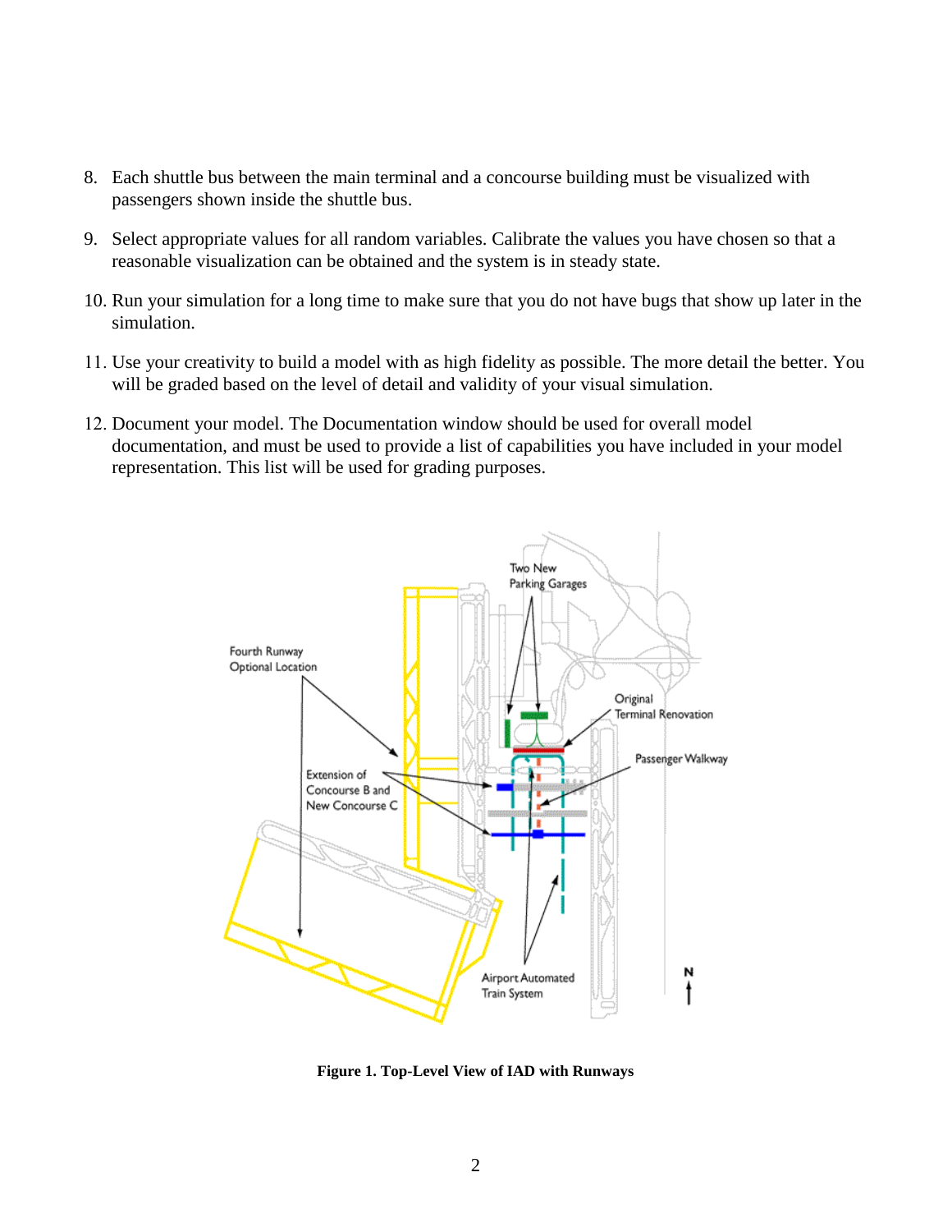8. Each shuttle bus between the main terminal and a concourse building must be visualized with passengers shown inside the shuttle bus.

9. Select appropriate values for all random variables. Calibrate the values you have chosen so that a reasonable visualization can be obtained and the system is in steady state.

10. Run your simulation for a long time to make sure that you do not have bugs that show up later in the simulation.

11. Use your creativity to build a model with as high fidelity as possible. The more detail the better. You will be graded based on the level of detail and validity of your visual simulation.

12. Document your model. The Documentation window should be used for overall model documentation, and must be used to provide a list of capabilities you have included in your model representation. This list will be used for grading purposes.

**Figure 1. Top-Level View of IAD with Runways**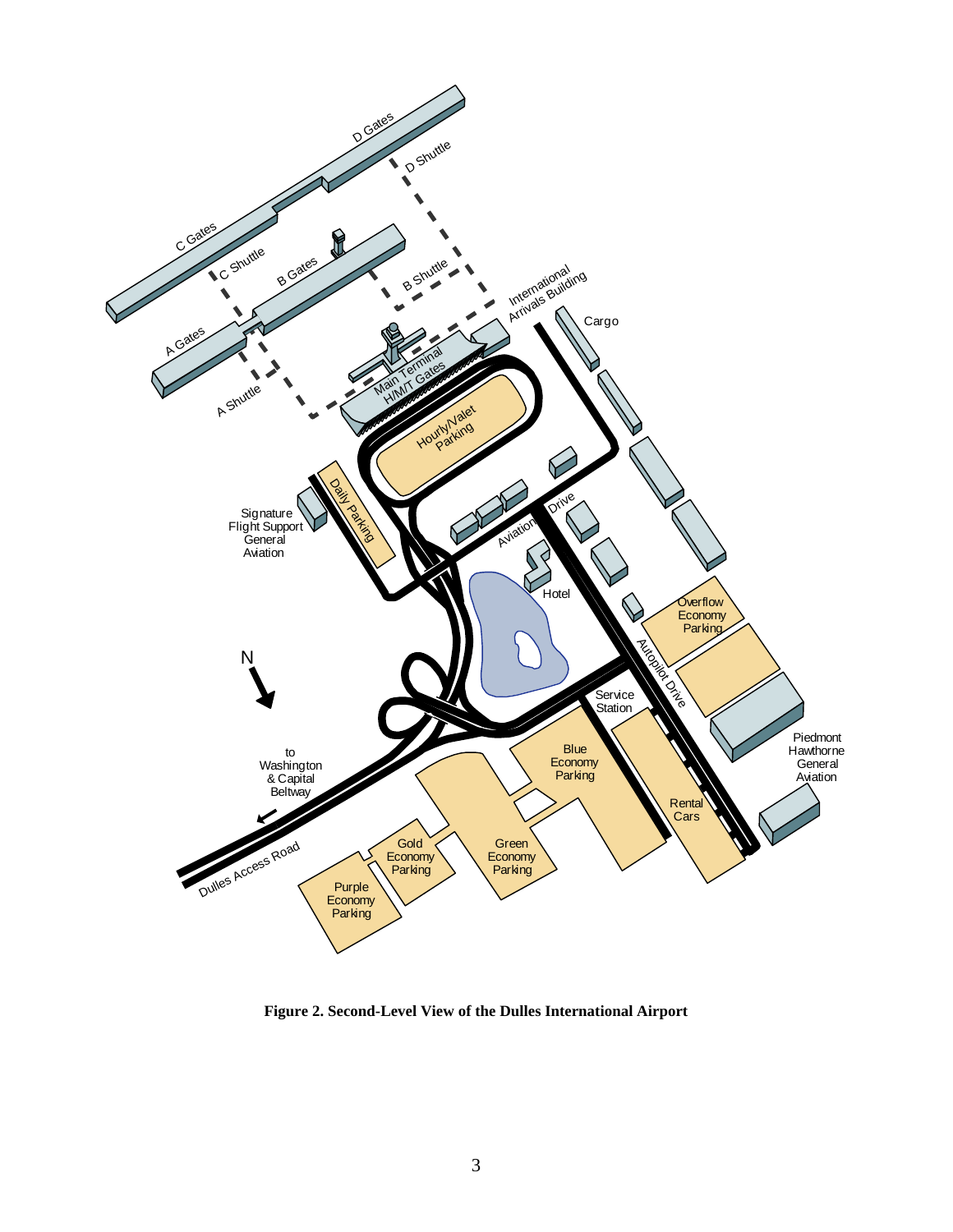**Figure 2. Second-Level View of the Dulles International Airport**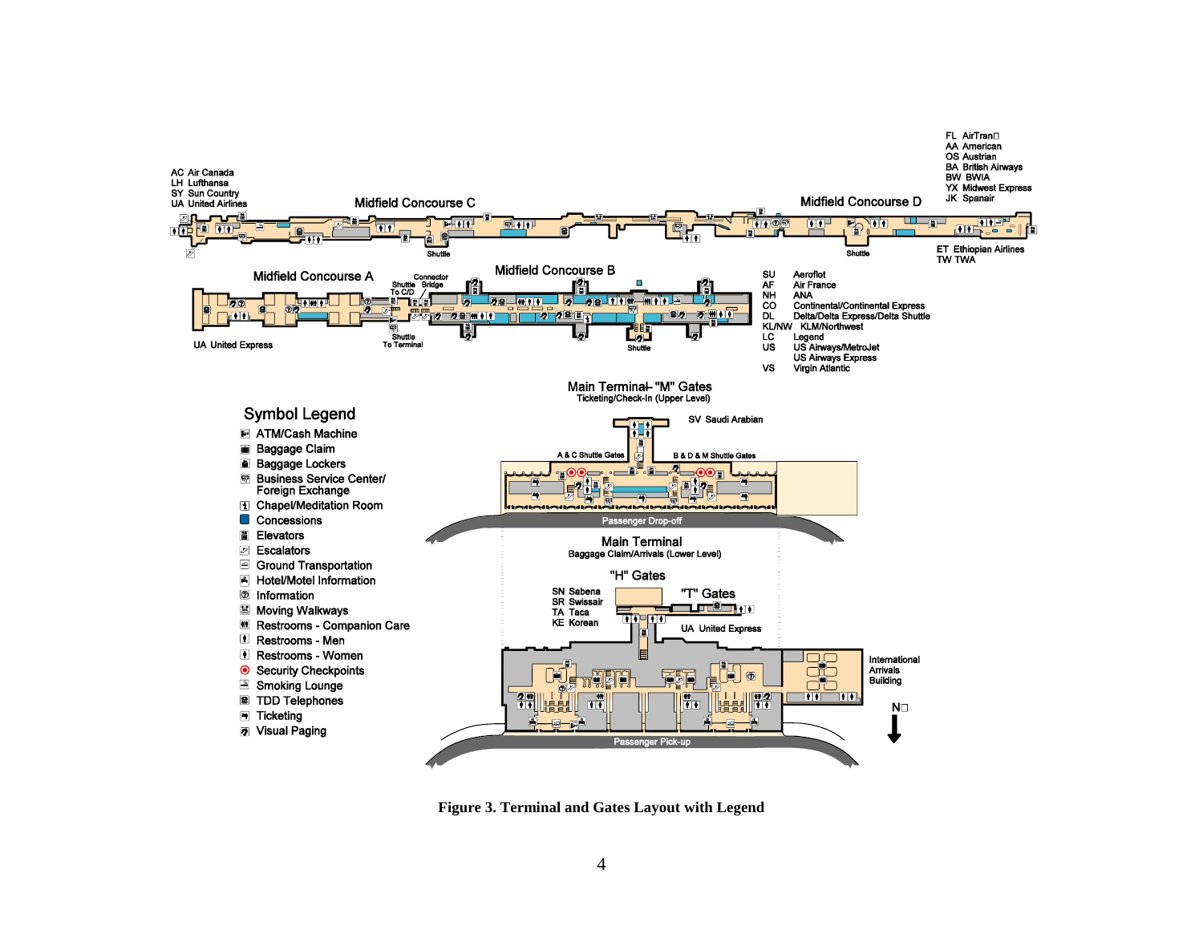**Figure 3. Terminal and Gates Layout with Legend**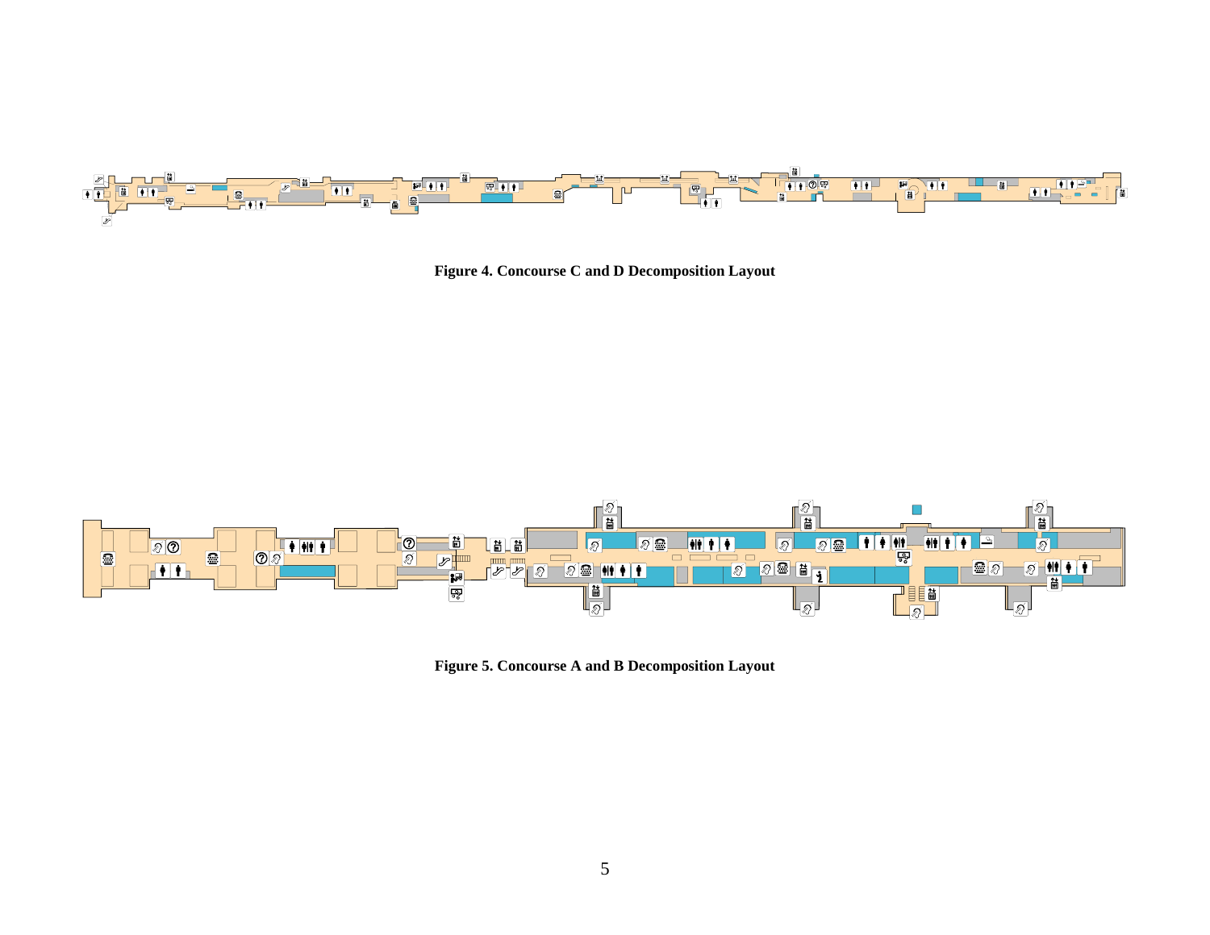**Figure 4. Concourse C and D Decomposition Layout**

**Figure 5. Concourse A and B Decomposition Layout**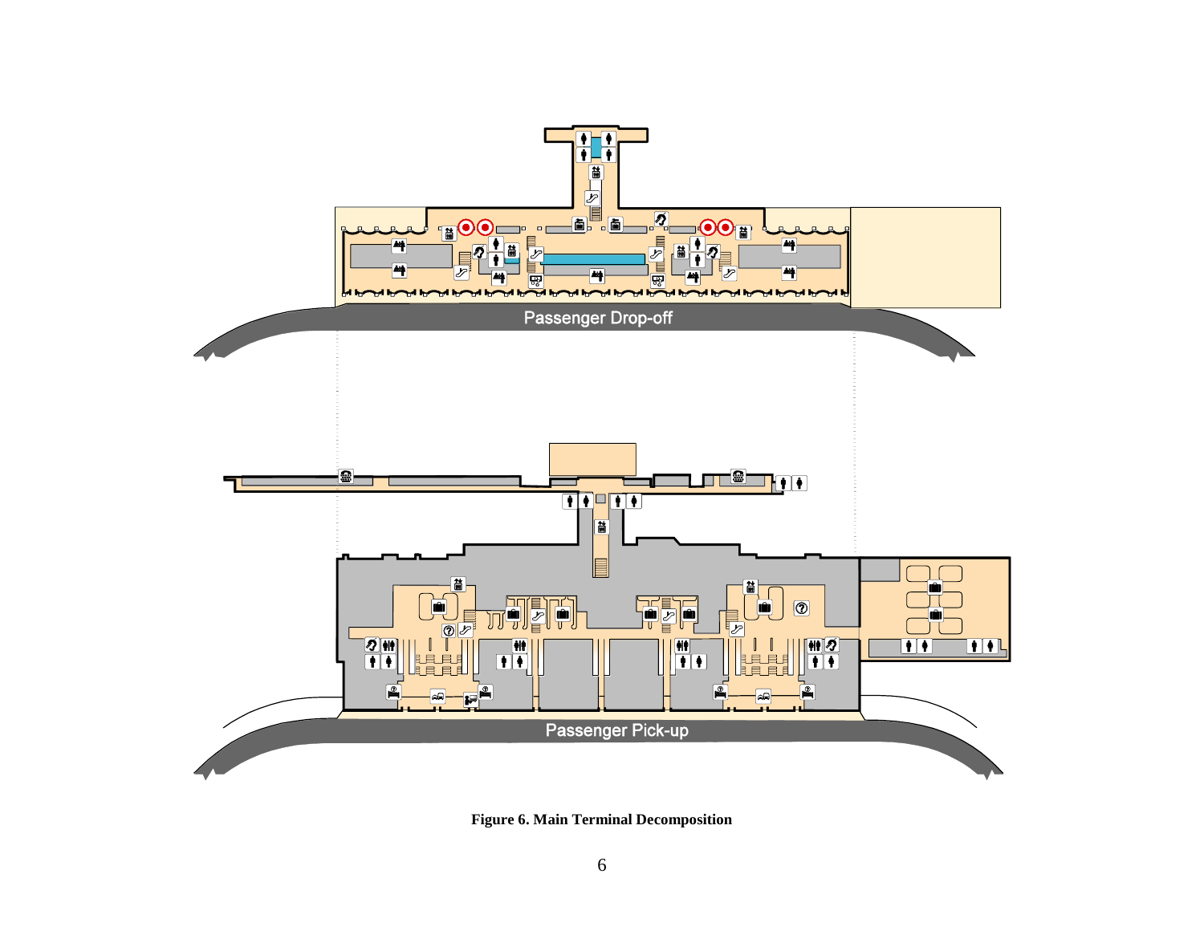Passenger Drop-off

Passenger Pick-up

**Figure 6. Main Terminal Decomposition**